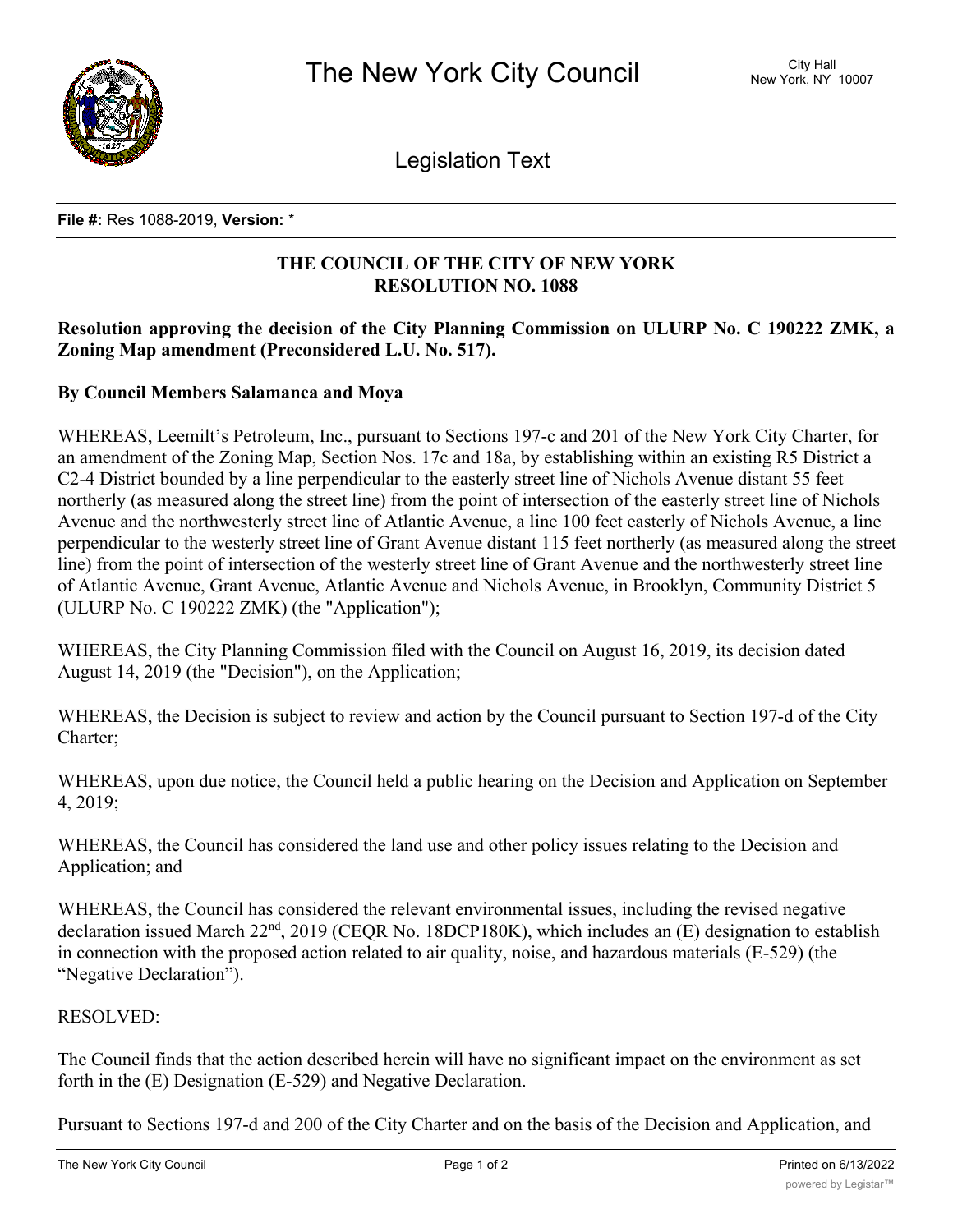# The New York City Council

City Hall
New York, NY 10007

Legislation Text

**File #:** Res 1088-2019, **Version:** *

## THE COUNCIL OF THE CITY OF NEW YORK
## RESOLUTION NO. 1088

**Resolution approving the decision of the City Planning Commission on ULURP No. C 190222 ZMK, a Zoning Map amendment (Preconsidered L.U. No. 517).**

**By Council Members Salamanca and Moya**

WHEREAS, Leemilt's Petroleum, Inc., pursuant to Sections 197-c and 201 of the New York City Charter, for an amendment of the Zoning Map, Section Nos. 17c and 18a, by establishing within an existing R5 District a C2-4 District bounded by a line perpendicular to the easterly street line of Nichols Avenue distant 55 feet northerly (as measured along the street line) from the point of intersection of the easterly street line of Nichols Avenue and the northwesterly street line of Atlantic Avenue, a line 100 feet easterly of Nichols Avenue, a line perpendicular to the westerly street line of Grant Avenue distant 115 feet northerly (as measured along the street line) from the point of intersection of the westerly street line of Grant Avenue and the northwesterly street line of Atlantic Avenue, Grant Avenue, Atlantic Avenue and Nichols Avenue, in Brooklyn, Community District 5 (ULURP No. C 190222 ZMK) (the "Application");

WHEREAS, the City Planning Commission filed with the Council on August 16, 2019, its decision dated August 14, 2019 (the "Decision"), on the Application;

WHEREAS, the Decision is subject to review and action by the Council pursuant to Section 197-d of the City Charter;

WHEREAS, upon due notice, the Council held a public hearing on the Decision and Application on September 4, 2019;

WHEREAS, the Council has considered the land use and other policy issues relating to the Decision and Application; and

WHEREAS, the Council has considered the relevant environmental issues, including the revised negative declaration issued March 22nd, 2019 (CEQR No. 18DCP180K), which includes an (E) designation to establish in connection with the proposed action related to air quality, noise, and hazardous materials (E-529) (the "Negative Declaration").

RESOLVED:

The Council finds that the action described herein will have no significant impact on the environment as set forth in the (E) Designation (E-529) and Negative Declaration.

Pursuant to Sections 197-d and 200 of the City Charter and on the basis of the Decision and Application, and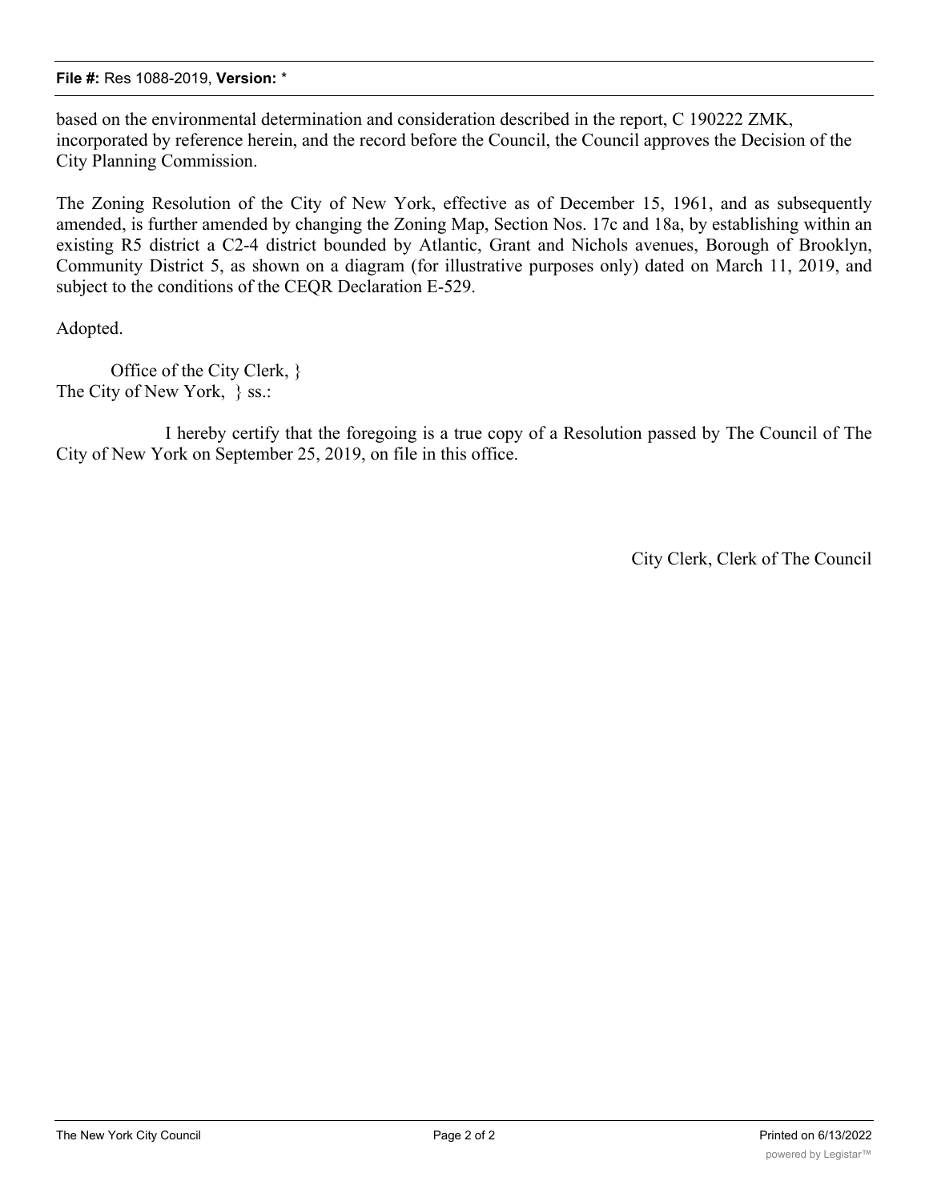based on the environmental determination and consideration described in the report, C 190222 ZMK, incorporated by reference herein, and the record before the Council, the Council approves the Decision of the City Planning Commission.

The Zoning Resolution of the City of New York, effective as of December 15, 1961, and as subsequently amended, is further amended by changing the Zoning Map, Section Nos. 17c and 18a, by establishing within an existing R5 district a C2-4 district bounded by Atlantic, Grant and Nichols avenues, Borough of Brooklyn, Community District 5, as shown on a diagram (for illustrative purposes only) dated on March 11, 2019, and subject to the conditions of the CEQR Declaration E-529.

Adopted.

Office of the City Clerk, }
The City of New York, } ss.:

I hereby certify that the foregoing is a true copy of a Resolution passed by The Council of The City of New York on September 25, 2019, on file in this office.

City Clerk, Clerk of The Council